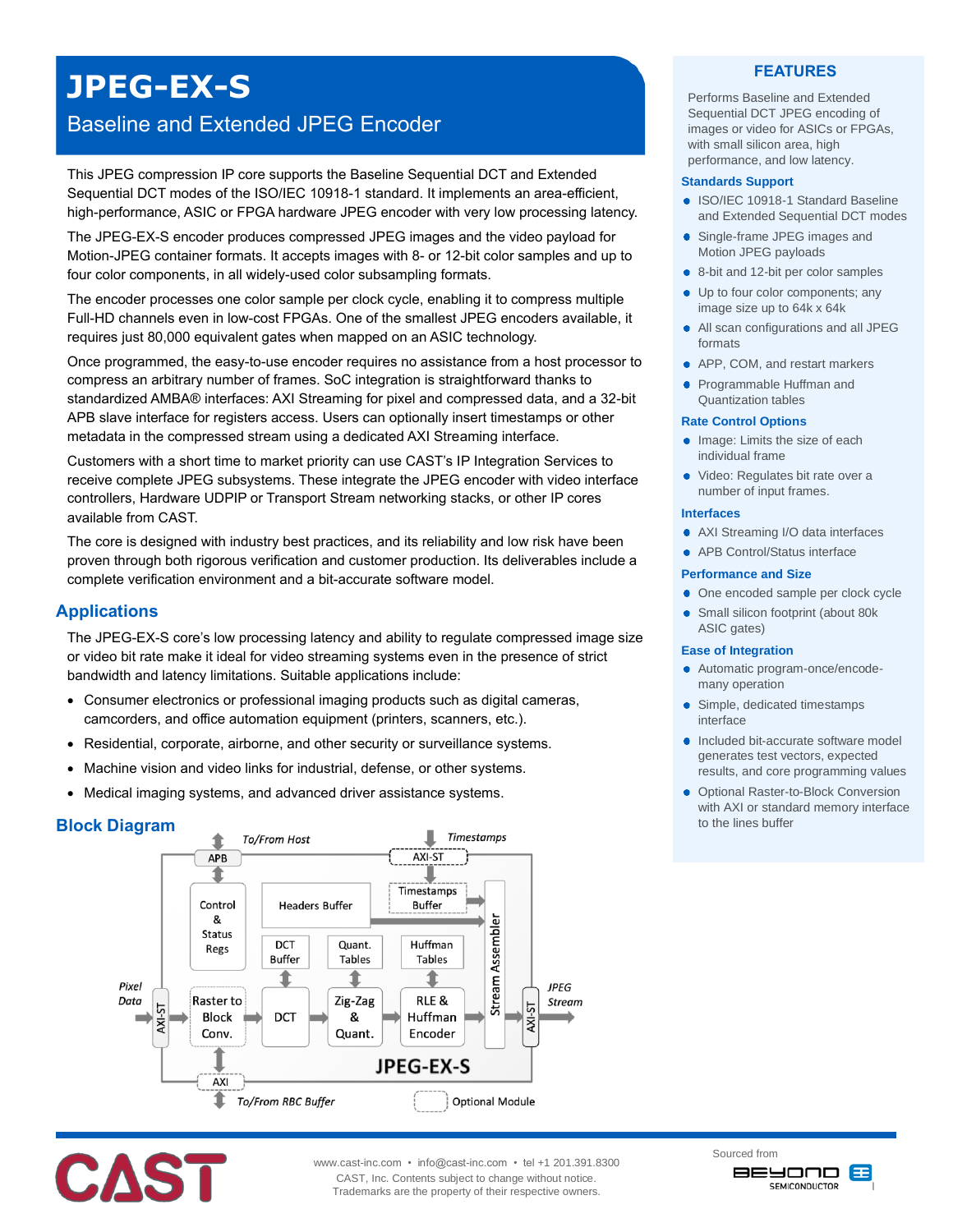# JPEG-EX-S

## Baseline and Extended JPEG Encoder

This JPEG compression IP core supports the Baseline Sequential DCT and Extended Sequential DCT modes of the ISO/IEC 10918-1 standard. It implements an area-efficient, high-performance, ASIC or FPGA hardware JPEG encoder with very low processing latency.

The JPEG-EX-S encoder produces compressed JPEG images and the video payload for Motion-JPEG container formats. It accepts images with 8- or 12-bit color samples and up to four color components, in all widely-used color subsampling formats.

The encoder processes one color sample per clock cycle, enabling it to compress multiple Full-HD channels even in low-cost FPGAs. One of the smallest JPEG encoders available, it requires just 80,000 equivalent gates when mapped on an ASIC technology.

Once programmed, the easy-to-use encoder requires no assistance from a host processor to compress an arbitrary number of frames. SoC integration is straightforward thanks to standardized AMBA® interfaces: AXI Streaming for pixel and compressed data, and a 32-bit APB slave interface for registers access. Users can optionally insert timestamps or other metadata in the compressed stream using a dedicated AXI Streaming interface.

Customers with a short time to market priority can use CAST's IP Integration Services to receive complete JPEG subsystems. These integrate the JPEG encoder with video interface controllers, Hardware UDPIP or Transport Stream networking stacks, or other IP cores available from CAST.

The core is designed with industry best practices, and its reliability and low risk have been proven through both rigorous verification and customer production. Its deliverables include a complete verification environment and a bit-accurate software model.

## Applications

The JPEG-EX-S core's low processing latency and ability to regulate compressed image size or video bit rate make it ideal for video streaming systems even in the presence of strict bandwidth and latency limitations. Suitable applications include:

- Consumer electronics or professional imaging products such as digital cameras, camcorders, and office automation equipment (printers, scanners, etc.).
- Residential, corporate, airborne, and other security or surveillance systems.
- Machine vision and video links for industrial, defense, or other systems.
- Medical imaging systems, and advanced driver assistance systems.

## Block Diagram

To/From Host
APB
Timestamps
AXI-ST
Control & Status Regs
Headers Buffer
Timestamps Buffer
DCT Buffer
Quant. Tables
Huffman Tables
Stream Assembler
Pixel Data
AXI-ST
Raster to Block Conv.
DCT
Zig-Zag & Quant.
RLE & Huffman Encoder
AXI-ST
JPEG Stream
JPEG-EX-S
AXI
To/From RBC Buffer
Optional Module

## FEATURES

Performs Baseline and Extended Sequential DCT JPEG encoding of images or video for ASICs or FPGAs, with small silicon area, high performance, and low latency.

### Standards Support

- ISO/IEC 10918-1 Standard Baseline and Extended Sequential DCT modes
- Single-frame JPEG images and Motion JPEG payloads
- 8-bit and 12-bit per color samples
- Up to four color components; any image size up to 64k x 64k
- All scan configurations and all JPEG formats
- APP, COM, and restart markers
- Programmable Huffman and Quantization tables

### Rate Control Options

- Image: Limits the size of each individual frame
- Video: Regulates bit rate over a number of input frames.

### Interfaces

- AXI Streaming I/O data interfaces
- APB Control/Status interface

### Performance and Size

- One encoded sample per clock cycle
- Small silicon footprint (about 80k ASIC gates)

### Ease of Integration

- Automatic program-once/encode-many operation
- Simple, dedicated timestamps interface
- Included bit-accurate software model generates test vectors, expected results, and core programming values
- Optional Raster-to-Block Conversion with AXI or standard memory interface to the lines buffer

CAST

www.cast-inc.com • info@cast-inc.com • tel +1 201.391.8300
CAST, Inc. Contents subject to change without notice.
Trademarks are the property of their respective owners.

Sourced from BEYOND SEMICONDUCTOR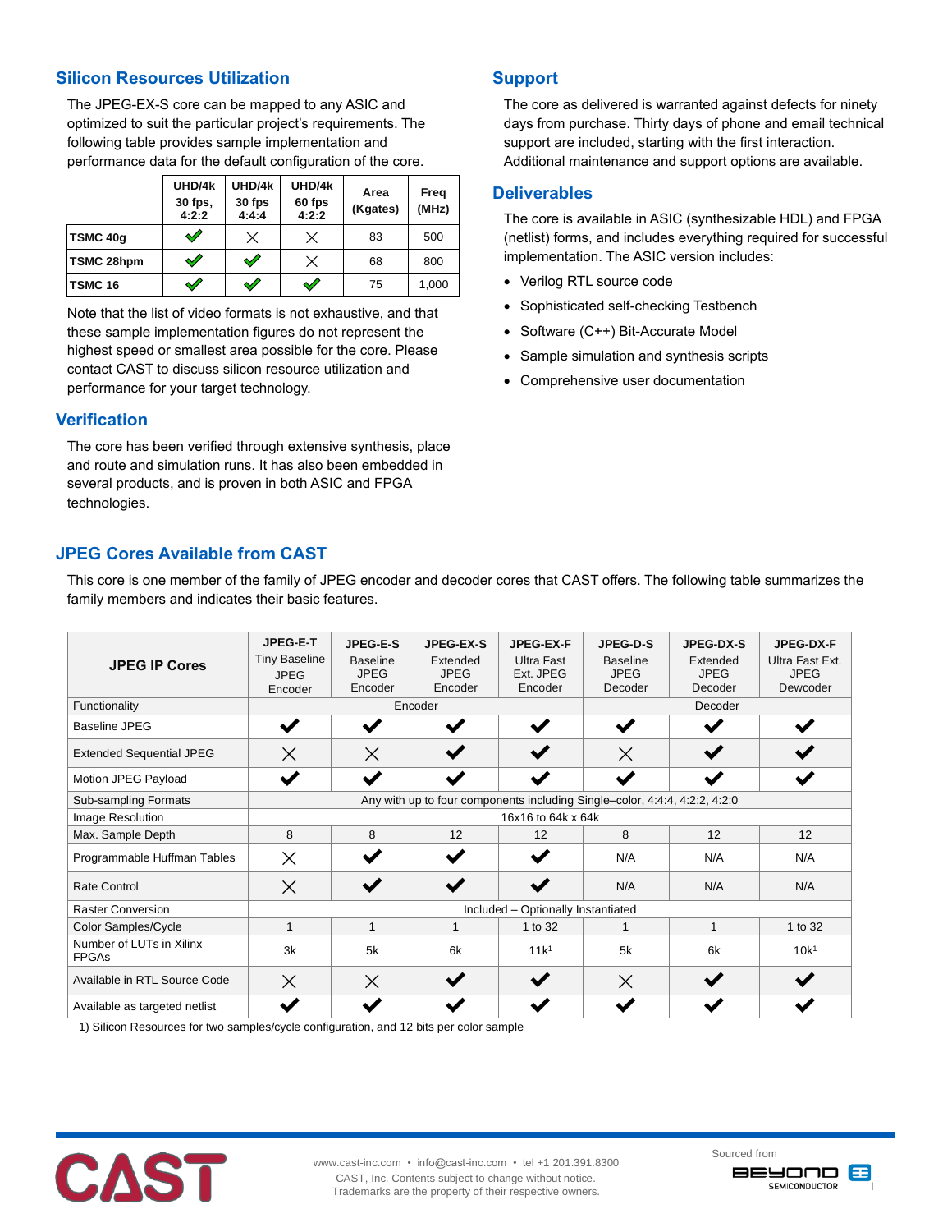## Silicon Resources Utilization

The JPEG-EX-S core can be mapped to any ASIC and optimized to suit the particular project's requirements. The following table provides sample implementation and performance data for the default configuration of the core.

| | UHD/4k 30 fps, 4:2:2 | UHD/4k 30 fps 4:4:4 | UHD/4k 60 fps 4:2:2 | Area (Kgates) | Freq (MHz) |
|---|---|---|---|---|---|
| TSMC 40g | ✓ | ✗ | ✗ | 83 | 500 |
| TSMC 28hpm | ✓ | ✓ | ✗ | 68 | 800 |
| TSMC 16 | ✓ | ✓ | ✓ | 75 | 1,000 |

Note that the list of video formats is not exhaustive, and that these sample implementation figures do not represent the highest speed or smallest area possible for the core. Please contact CAST to discuss silicon resource utilization and performance for your target technology.

## Verification

The core has been verified through extensive synthesis, place and route and simulation runs. It has also been embedded in several products, and is proven in both ASIC and FPGA technologies.

## Support

The core as delivered is warranted against defects for ninety days from purchase. Thirty days of phone and email technical support are included, starting with the first interaction. Additional maintenance and support options are available.

## Deliverables

The core is available in ASIC (synthesizable HDL) and FPGA (netlist) forms, and includes everything required for successful implementation. The ASIC version includes:

- Verilog RTL source code
- Sophisticated self-checking Testbench
- Software (C++) Bit-Accurate Model
- Sample simulation and synthesis scripts
- Comprehensive user documentation

## JPEG Cores Available from CAST

This core is one member of the family of JPEG encoder and decoder cores that CAST offers. The following table summarizes the family members and indicates their basic features.

| JPEG IP Cores | JPEG-E-T Tiny Baseline JPEG Encoder | JPEG-E-S Baseline JPEG Encoder | JPEG-EX-S Extended JPEG Encoder | JPEG-EX-F Ultra Fast Ext. JPEG Encoder | JPEG-D-S Baseline JPEG Decoder | JPEG-DX-S Extended JPEG Decoder | JPEG-DX-F Ultra Fast Ext. JPEG Dewcoder |
|---|---|---|---|---|---|---|---|
| Functionality | Encoder | | | | Decoder | | |
| Baseline JPEG | ✓ | ✓ | ✓ | ✓ | ✓ | ✓ | ✓ |
| Extended Sequential JPEG | ✗ | ✗ | ✓ | ✓ | ✗ | ✓ | ✓ |
| Motion JPEG Payload | ✓ | ✓ | ✓ | ✓ | ✓ | ✓ | ✓ |
| Sub-sampling Formats | Any with up to four components including Single–color, 4:4:4, 4:2:2, 4:2:0 | | | | | | |
| Image Resolution | 16x16 to 64k x 64k | | | | | | |
| Max. Sample Depth | 8 | 8 | 12 | 12 | 8 | 12 | 12 |
| Programmable Huffman Tables | ✗ | ✓ | ✓ | ✓ | N/A | N/A | N/A |
| Rate Control | ✗ | ✓ | ✓ | ✓ | N/A | N/A | N/A |
| Raster Conversion | Included – Optionally Instantiated | | | | | | |
| Color Samples/Cycle | 1 | 1 | 1 | 1 to 32 | 1 | 1 | 1 to 32 |
| Number of LUTs in Xilinx FPGAs | 3k | 5k | 6k | 11k[1] | 5k | 6k | 10k[1] |
| Available in RTL Source Code | ✗ | ✗ | ✓ | ✓ | ✗ | ✓ | ✓ |
| Available as targeted netlist | ✓ | ✓ | ✓ | ✓ | ✓ | ✓ | ✓ |

1) Silicon Resources for two samples/cycle configuration, and 12 bits per color sample

www.cast-inc.com • info@cast-inc.com • tel +1 201.391.8300
CAST, Inc. Contents subject to change without notice.
Trademarks are the property of their respective owners.

Sourced from BEYOND SEMICONDUCTOR